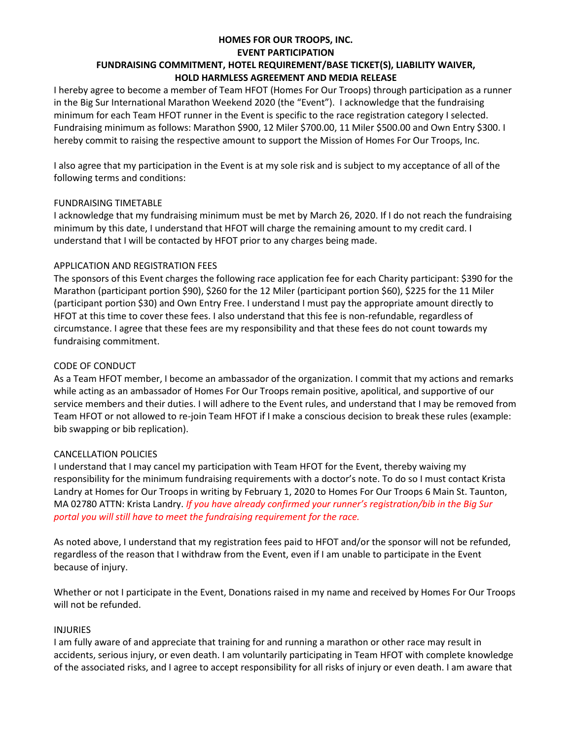# HOMES FOR OUR TROOPS, INC.
## EVENT PARTICIPATION
## FUNDRAISING COMMITMENT, HOTEL REQUIREMENT/BASE TICKET(S), LIABILITY WAIVER, HOLD HARMLESS AGREEMENT AND MEDIA RELEASE

I hereby agree to become a member of Team HFOT (Homes For Our Troops) through participation as a runner in the Big Sur International Marathon Weekend 2020 (the "Event"). I acknowledge that the fundraising minimum for each Team HFOT runner in the Event is specific to the race registration category I selected. Fundraising minimum as follows: Marathon $900, 12 Miler $700.00, 11 Miler $500.00 and Own Entry $300. I hereby commit to raising the respective amount to support the Mission of Homes For Our Troops, Inc.

I also agree that my participation in the Event is at my sole risk and is subject to my acceptance of all of the following terms and conditions:

### FUNDRAISING TIMETABLE

I acknowledge that my fundraising minimum must be met by March 26, 2020. If I do not reach the fundraising minimum by this date, I understand that HFOT will charge the remaining amount to my credit card. I understand that I will be contacted by HFOT prior to any charges being made.

### APPLICATION AND REGISTRATION FEES

The sponsors of this Event charges the following race application fee for each Charity participant: $390 for the Marathon (participant portion $90), $260 for the 12 Miler (participant portion $60), $225 for the 11 Miler (participant portion $30) and Own Entry Free. I understand I must pay the appropriate amount directly to HFOT at this time to cover these fees. I also understand that this fee is non-refundable, regardless of circumstance. I agree that these fees are my responsibility and that these fees do not count towards my fundraising commitment.

### CODE OF CONDUCT

As a Team HFOT member, I become an ambassador of the organization. I commit that my actions and remarks while acting as an ambassador of Homes For Our Troops remain positive, apolitical, and supportive of our service members and their duties. I will adhere to the Event rules, and understand that I may be removed from Team HFOT or not allowed to re-join Team HFOT if I make a conscious decision to break these rules (example: bib swapping or bib replication).

### CANCELLATION POLICIES

I understand that I may cancel my participation with Team HFOT for the Event, thereby waiving my responsibility for the minimum fundraising requirements with a doctor's note. To do so I must contact Krista Landry at Homes for Our Troops in writing by February 1, 2020 to Homes For Our Troops 6 Main St. Taunton, MA 02780 ATTN: Krista Landry. *If you have already confirmed your runner's registration/bib in the Big Sur portal you will still have to meet the fundraising requirement for the race.*

As noted above, I understand that my registration fees paid to HFOT and/or the sponsor will not be refunded, regardless of the reason that I withdraw from the Event, even if I am unable to participate in the Event because of injury.

Whether or not I participate in the Event, Donations raised in my name and received by Homes For Our Troops will not be refunded.

### INJURIES

I am fully aware of and appreciate that training for and running a marathon or other race may result in accidents, serious injury, or even death. I am voluntarily participating in Team HFOT with complete knowledge of the associated risks, and I agree to accept responsibility for all risks of injury or even death. I am aware that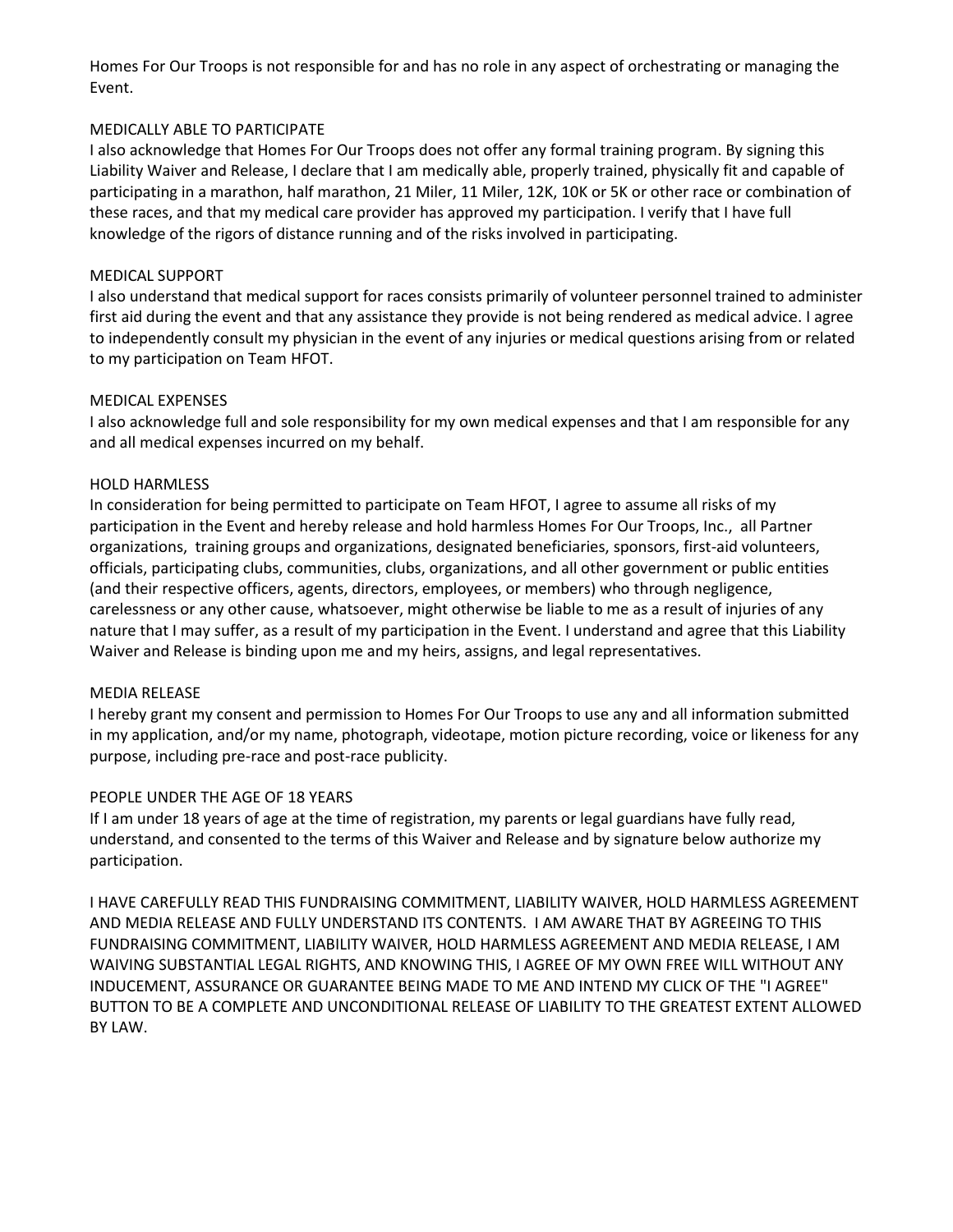Homes For Our Troops is not responsible for and has no role in any aspect of orchestrating or managing the Event.

## MEDICALLY ABLE TO PARTICIPATE

I also acknowledge that Homes For Our Troops does not offer any formal training program. By signing this Liability Waiver and Release, I declare that I am medically able, properly trained, physically fit and capable of participating in a marathon, half marathon, 21 Miler, 11 Miler, 12K, 10K or 5K or other race or combination of these races, and that my medical care provider has approved my participation. I verify that I have full knowledge of the rigors of distance running and of the risks involved in participating.

## MEDICAL SUPPORT

I also understand that medical support for races consists primarily of volunteer personnel trained to administer first aid during the event and that any assistance they provide is not being rendered as medical advice. I agree to independently consult my physician in the event of any injuries or medical questions arising from or related to my participation on Team HFOT.

## MEDICAL EXPENSES

I also acknowledge full and sole responsibility for my own medical expenses and that I am responsible for any and all medical expenses incurred on my behalf.

## HOLD HARMLESS

In consideration for being permitted to participate on Team HFOT, I agree to assume all risks of my participation in the Event and hereby release and hold harmless Homes For Our Troops, Inc., all Partner organizations, training groups and organizations, designated beneficiaries, sponsors, first-aid volunteers, officials, participating clubs, communities, clubs, organizations, and all other government or public entities (and their respective officers, agents, directors, employees, or members) who through negligence, carelessness or any other cause, whatsoever, might otherwise be liable to me as a result of injuries of any nature that I may suffer, as a result of my participation in the Event. I understand and agree that this Liability Waiver and Release is binding upon me and my heirs, assigns, and legal representatives.

## MEDIA RELEASE

I hereby grant my consent and permission to Homes For Our Troops to use any and all information submitted in my application, and/or my name, photograph, videotape, motion picture recording, voice or likeness for any purpose, including pre-race and post-race publicity.

## PEOPLE UNDER THE AGE OF 18 YEARS

If I am under 18 years of age at the time of registration, my parents or legal guardians have fully read, understand, and consented to the terms of this Waiver and Release and by signature below authorize my participation.

I HAVE CAREFULLY READ THIS FUNDRAISING COMMITMENT, LIABILITY WAIVER, HOLD HARMLESS AGREEMENT AND MEDIA RELEASE AND FULLY UNDERSTAND ITS CONTENTS. I AM AWARE THAT BY AGREEING TO THIS FUNDRAISING COMMITMENT, LIABILITY WAIVER, HOLD HARMLESS AGREEMENT AND MEDIA RELEASE, I AM WAIVING SUBSTANTIAL LEGAL RIGHTS, AND KNOWING THIS, I AGREE OF MY OWN FREE WILL WITHOUT ANY INDUCEMENT, ASSURANCE OR GUARANTEE BEING MADE TO ME AND INTEND MY CLICK OF THE "I AGREE" BUTTON TO BE A COMPLETE AND UNCONDITIONAL RELEASE OF LIABILITY TO THE GREATEST EXTENT ALLOWED BY LAW.